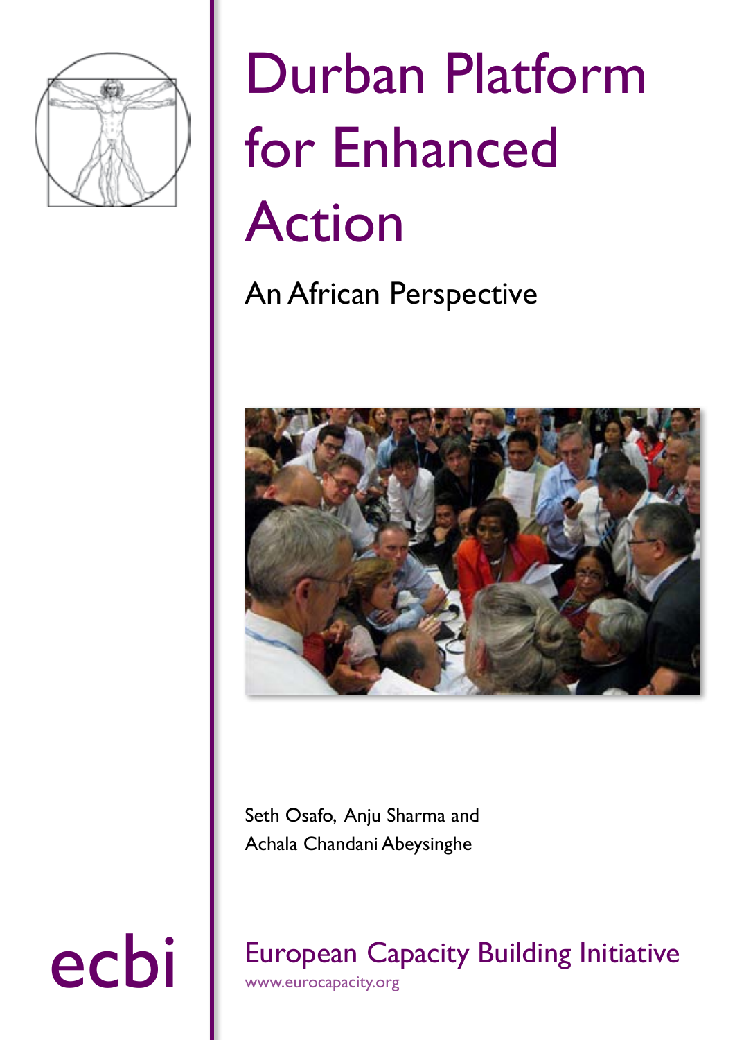# Durban Platform for Enhanced Action

## An African Perspective

Seth Osafo, Anju Sharma and Achala Chandani Abeysinghe

ecbi

European Capacity Building Initiative
www.eurocapacity.org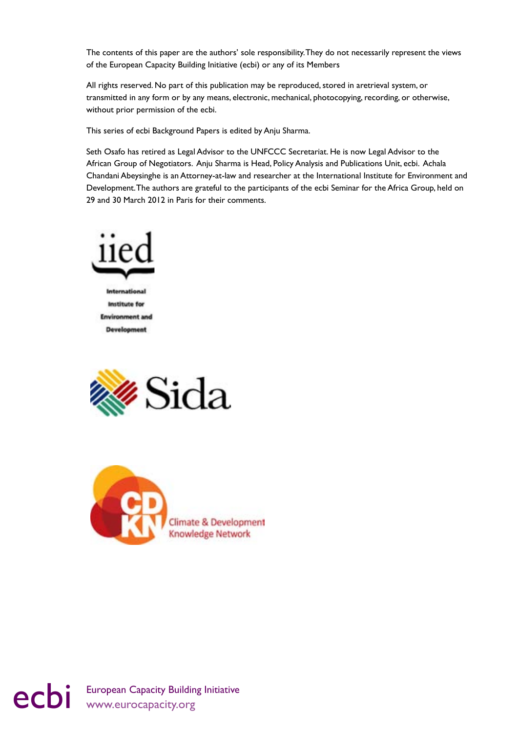The contents of this paper are the authors' sole responsibility. They do not necessarily represent the views of the European Capacity Building Initiative (ecbi) or any of its Members

All rights reserved. No part of this publication may be reproduced, stored in aretrieval system, or transmitted in any form or by any means, electronic, mechanical, photocopying, recording, or otherwise, without prior permission of the ecbi.

This series of ecbi Background Papers is edited by Anju Sharma.

Seth Osafo has retired as Legal Advisor to the UNFCCC Secretariat. He is now Legal Advisor to the African Group of Negotiators. Anju Sharma is Head, Policy Analysis and Publications Unit, ecbi. Achala Chandani Abeysinghe is an Attorney-at-law and researcher at the International Institute for Environment and Development. The authors are grateful to the participants of the ecbi Seminar for the Africa Group, held on 29 and 30 March 2012 in Paris for their comments.

iied

International Institute for Environment and Development

Sida

CDKN Climate & Development Knowledge Network

ecbi European Capacity Building Initiative
www.eurocapacity.org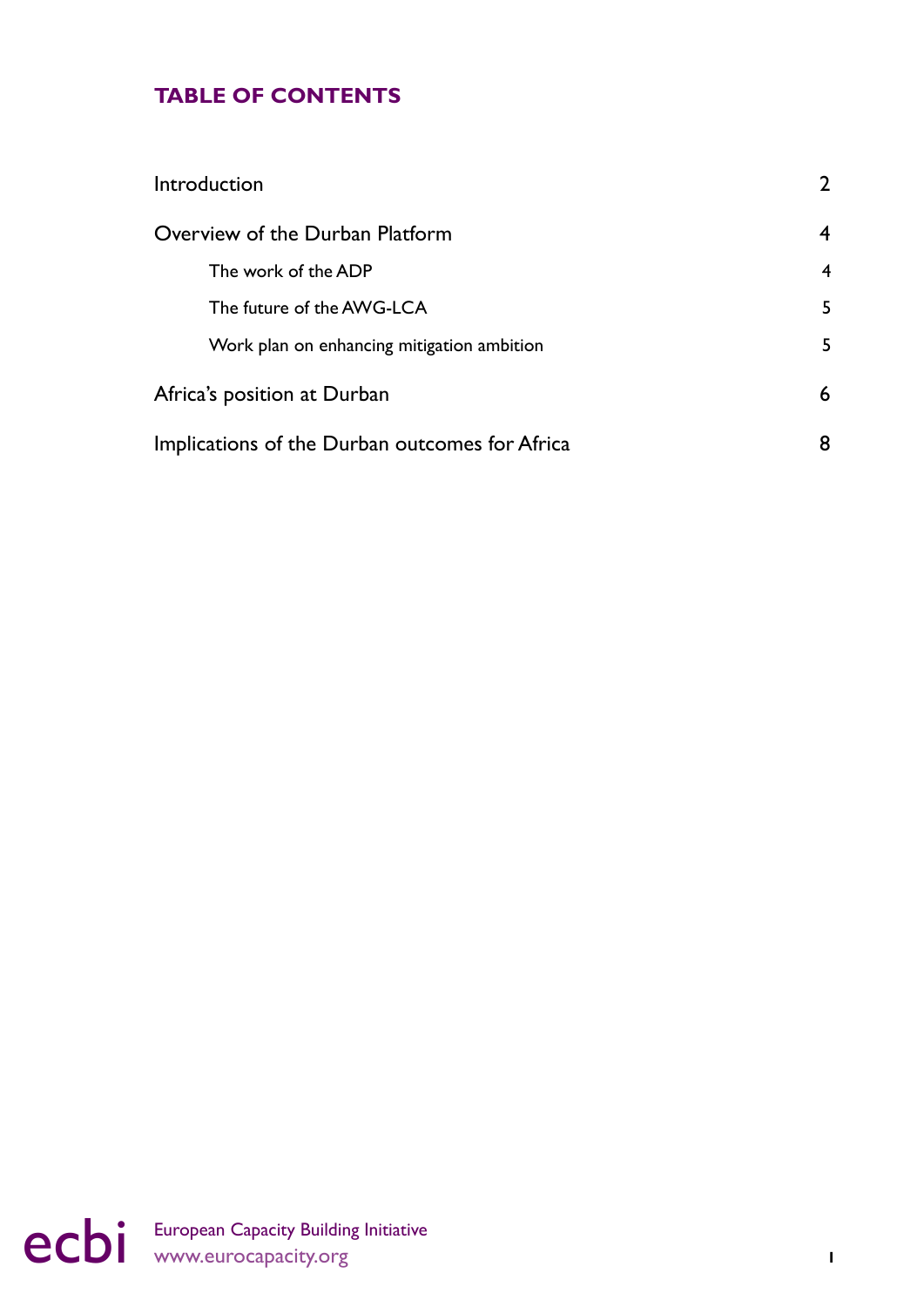## TABLE OF CONTENTS

| | |
|---|---|
| Introduction | 2 |
| Overview of the Durban Platform | 4 |
| The work of the ADP | 4 |
| The future of the AWG-LCA | 5 |
| Work plan on enhancing mitigation ambition | 5 |
| Africa's position at Durban | 6 |
| Implications of the Durban outcomes for Africa | 8 |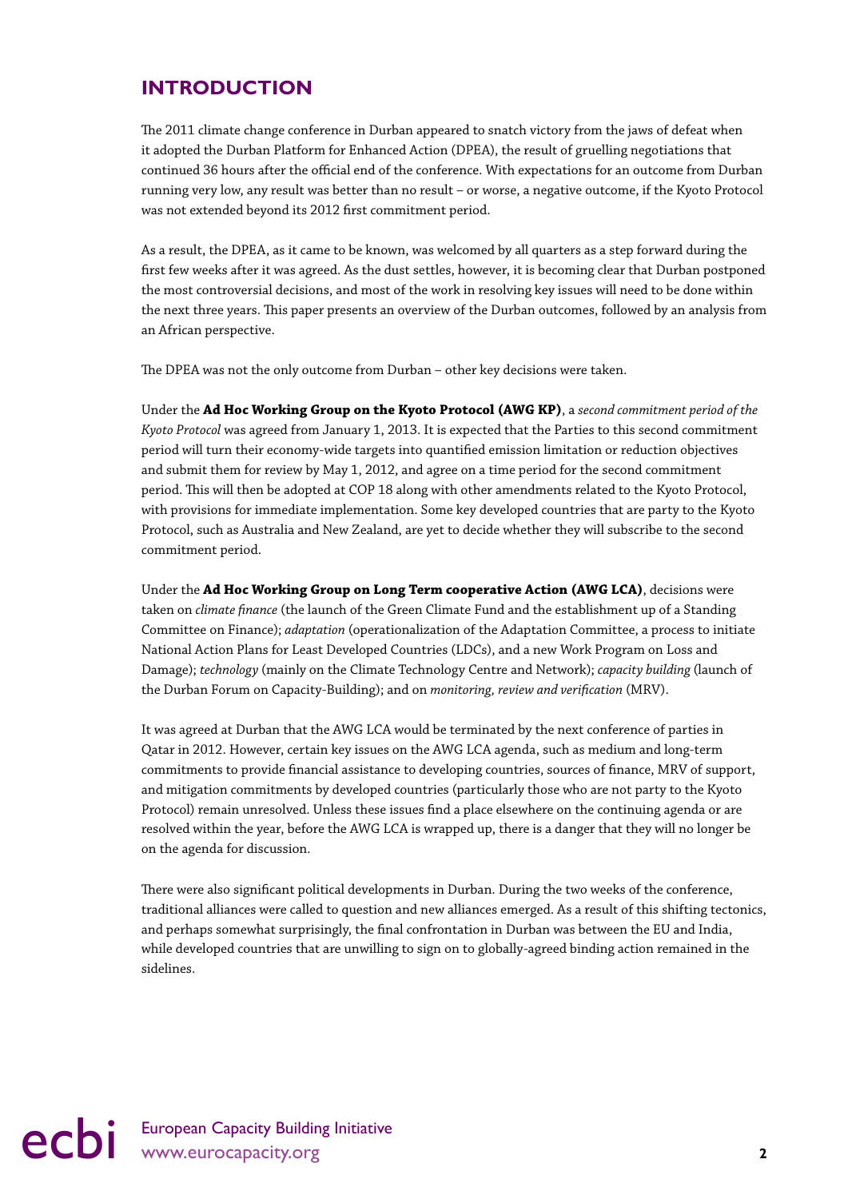## INTRODUCTION

The 2011 climate change conference in Durban appeared to snatch victory from the jaws of defeat when it adopted the Durban Platform for Enhanced Action (DPEA), the result of gruelling negotiations that continued 36 hours after the official end of the conference. With expectations for an outcome from Durban running very low, any result was better than no result – or worse, a negative outcome, if the Kyoto Protocol was not extended beyond its 2012 first commitment period.

As a result, the DPEA, as it came to be known, was welcomed by all quarters as a step forward during the first few weeks after it was agreed. As the dust settles, however, it is becoming clear that Durban postponed the most controversial decisions, and most of the work in resolving key issues will need to be done within the next three years. This paper presents an overview of the Durban outcomes, followed by an analysis from an African perspective.

The DPEA was not the only outcome from Durban – other key decisions were taken.

Under the **Ad Hoc Working Group on the Kyoto Protocol (AWG KP)**, a *second commitment period of the Kyoto Protocol* was agreed from January 1, 2013. It is expected that the Parties to this second commitment period will turn their economy-wide targets into quantified emission limitation or reduction objectives and submit them for review by May 1, 2012, and agree on a time period for the second commitment period. This will then be adopted at COP 18 along with other amendments related to the Kyoto Protocol, with provisions for immediate implementation. Some key developed countries that are party to the Kyoto Protocol, such as Australia and New Zealand, are yet to decide whether they will subscribe to the second commitment period.

Under the **Ad Hoc Working Group on Long Term cooperative Action (AWG LCA)**, decisions were taken on *climate finance* (the launch of the Green Climate Fund and the establishment up of a Standing Committee on Finance); *adaptation* (operationalization of the Adaptation Committee, a process to initiate National Action Plans for Least Developed Countries (LDCs), and a new Work Program on Loss and Damage); *technology* (mainly on the Climate Technology Centre and Network); *capacity building* (launch of the Durban Forum on Capacity-Building); and on *monitoring, review and verification* (MRV).

It was agreed at Durban that the AWG LCA would be terminated by the next conference of parties in Qatar in 2012. However, certain key issues on the AWG LCA agenda, such as medium and long-term commitments to provide financial assistance to developing countries, sources of finance, MRV of support, and mitigation commitments by developed countries (particularly those who are not party to the Kyoto Protocol) remain unresolved. Unless these issues find a place elsewhere on the continuing agenda or are resolved within the year, before the AWG LCA is wrapped up, there is a danger that they will no longer be on the agenda for discussion.

There were also significant political developments in Durban. During the two weeks of the conference, traditional alliances were called to question and new alliances emerged. As a result of this shifting tectonics, and perhaps somewhat surprisingly, the final confrontation in Durban was between the EU and India, while developed countries that are unwilling to sign on to globally-agreed binding action remained in the sidelines.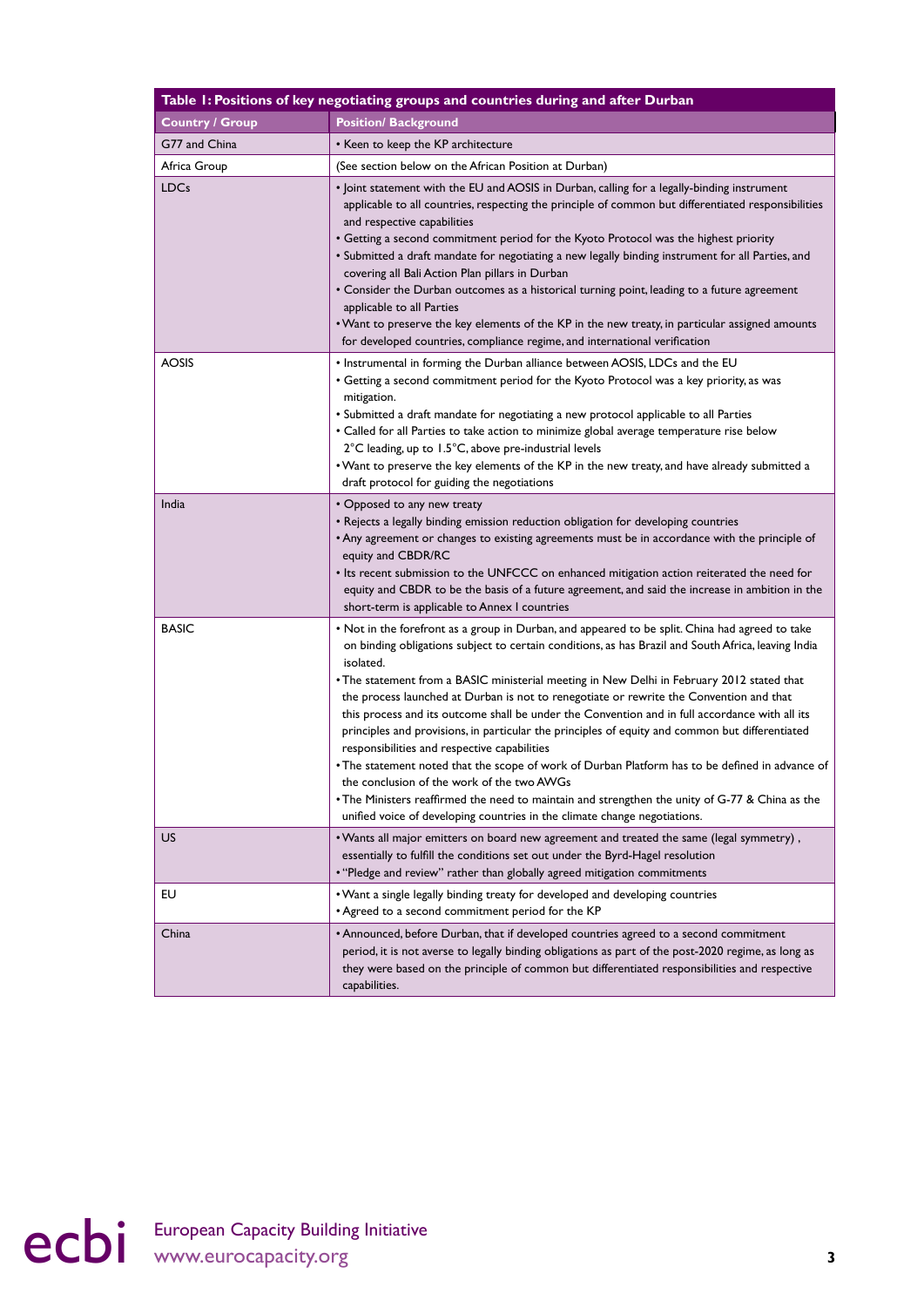| Table 1: Positions of key negotiating groups and countries during and after Durban | |
|---|---|
| **Country / Group** | **Position/ Background** |
| G77 and China | • Keen to keep the KP architecture |
| Africa Group | (See section below on the African Position at Durban) |
| LDCs | • Joint statement with the EU and AOSIS in Durban, calling for a legally-binding instrument applicable to all countries, respecting the principle of common but differentiated responsibilities and respective capabilities<br>• Getting a second commitment period for the Kyoto Protocol was the highest priority<br>• Submitted a draft mandate for negotiating a new legally binding instrument for all Parties, and covering all Bali Action Plan pillars in Durban<br>• Consider the Durban outcomes as a historical turning point, leading to a future agreement applicable to all Parties<br>• Want to preserve the key elements of the KP in the new treaty, in particular assigned amounts for developed countries, compliance regime, and international verification |
| AOSIS | • Instrumental in forming the Durban alliance between AOSIS, LDCs and the EU<br>• Getting a second commitment period for the Kyoto Protocol was a key priority, as was mitigation.<br>• Submitted a draft mandate for negotiating a new protocol applicable to all Parties<br>• Called for all Parties to take action to minimize global average temperature rise below 2°C leading, up to 1.5°C, above pre-industrial levels<br>• Want to preserve the key elements of the KP in the new treaty, and have already submitted a draft protocol for guiding the negotiations |
| India | • Opposed to any new treaty<br>• Rejects a legally binding emission reduction obligation for developing countries<br>• Any agreement or changes to existing agreements must be in accordance with the principle of equity and CBDR/RC<br>• Its recent submission to the UNFCCC on enhanced mitigation action reiterated the need for equity and CBDR to be the basis of a future agreement, and said the increase in ambition in the short-term is applicable to Annex I countries |
| BASIC | • Not in the forefront as a group in Durban, and appeared to be split. China had agreed to take on binding obligations subject to certain conditions, as has Brazil and South Africa, leaving India isolated.<br>• The statement from a BASIC ministerial meeting in New Delhi in February 2012 stated that the process launched at Durban is not to renegotiate or rewrite the Convention and that this process and its outcome shall be under the Convention and in full accordance with all its principles and provisions, in particular the principles of equity and common but differentiated responsibilities and respective capabilities<br>• The statement noted that the scope of work of Durban Platform has to be defined in advance of the conclusion of the work of the two AWGs<br>• The Ministers reaffirmed the need to maintain and strengthen the unity of G-77 & China as the unified voice of developing countries in the climate change negotiations. |
| US | • Wants all major emitters on board new agreement and treated the same (legal symmetry) , essentially to fulfill the conditions set out under the Byrd-Hagel resolution<br>• "Pledge and review" rather than globally agreed mitigation commitments |
| EU | • Want a single legally binding treaty for developed and developing countries<br>• Agreed to a second commitment period for the KP |
| China | • Announced, before Durban, that if developed countries agreed to a second commitment period, it is not averse to legally binding obligations as part of the post-2020 regime, as long as they were based on the principle of common but differentiated responsibilities and respective capabilities. |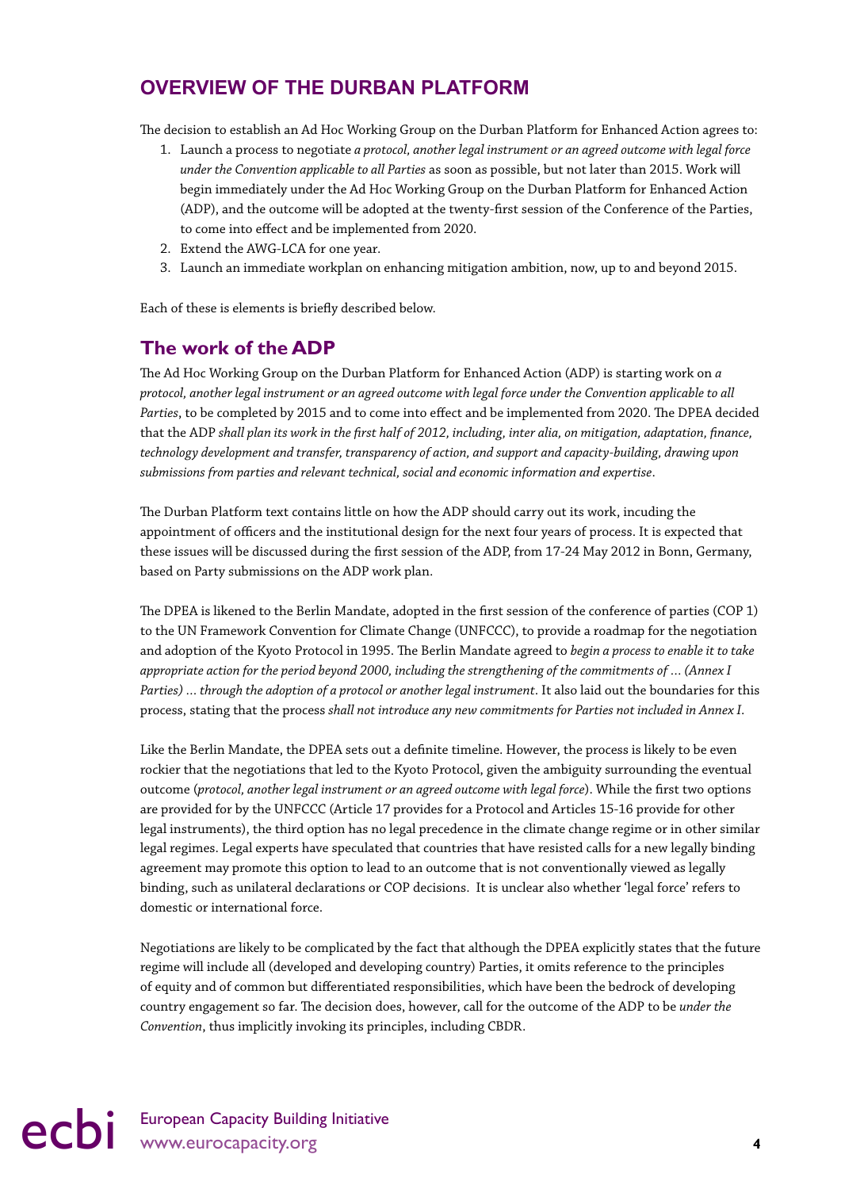## OVERVIEW OF THE DURBAN PLATFORM

The decision to establish an Ad Hoc Working Group on the Durban Platform for Enhanced Action agrees to:

1. Launch a process to negotiate *a protocol, another legal instrument or an agreed outcome with legal force under the Convention applicable to all Parties* as soon as possible, but not later than 2015. Work will begin immediately under the Ad Hoc Working Group on the Durban Platform for Enhanced Action (ADP), and the outcome will be adopted at the twenty-first session of the Conference of the Parties, to come into effect and be implemented from 2020.
2. Extend the AWG-LCA for one year.
3. Launch an immediate workplan on enhancing mitigation ambition, now, up to and beyond 2015.

Each of these is elements is briefly described below.

### The work of the ADP

The Ad Hoc Working Group on the Durban Platform for Enhanced Action (ADP) is starting work on *a protocol, another legal instrument or an agreed outcome with legal force under the Convention applicable to all Parties*, to be completed by 2015 and to come into effect and be implemented from 2020. The DPEA decided that the ADP *shall plan its work in the first half of 2012, including, inter alia, on mitigation, adaptation, finance, technology development and transfer, transparency of action, and support and capacity-building, drawing upon submissions from parties and relevant technical, social and economic information and expertise*.

The Durban Platform text contains little on how the ADP should carry out its work, incuding the appointment of officers and the institutional design for the next four years of process. It is expected that these issues will be discussed during the first session of the ADP, from 17-24 May 2012 in Bonn, Germany, based on Party submissions on the ADP work plan.

The DPEA is likened to the Berlin Mandate, adopted in the first session of the conference of parties (COP 1) to the UN Framework Convention for Climate Change (UNFCCC), to provide a roadmap for the negotiation and adoption of the Kyoto Protocol in 1995. The Berlin Mandate agreed to *begin a process to enable it to take appropriate action for the period beyond 2000, including the strengthening of the commitments of ... (Annex I Parties) ... through the adoption of a protocol or another legal instrument*. It also laid out the boundaries for this process, stating that the process *shall not introduce any new commitments for Parties not included in Annex I*.

Like the Berlin Mandate, the DPEA sets out a definite timeline. However, the process is likely to be even rockier that the negotiations that led to the Kyoto Protocol, given the ambiguity surrounding the eventual outcome (*protocol, another legal instrument or an agreed outcome with legal force*). While the first two options are provided for by the UNFCCC (Article 17 provides for a Protocol and Articles 15-16 provide for other legal instruments), the third option has no legal precedence in the climate change regime or in other similar legal regimes. Legal experts have speculated that countries that have resisted calls for a new legally binding agreement may promote this option to lead to an outcome that is not conventionally viewed as legally binding, such as unilateral declarations or COP decisions. It is unclear also whether 'legal force' refers to domestic or international force.

Negotiations are likely to be complicated by the fact that although the DPEA explicitly states that the future regime will include all (developed and developing country) Parties, it omits reference to the principles of equity and of common but differentiated responsibilities, which have been the bedrock of developing country engagement so far. The decision does, however, call for the outcome of the ADP to be *under the Convention*, thus implicitly invoking its principles, including CBDR.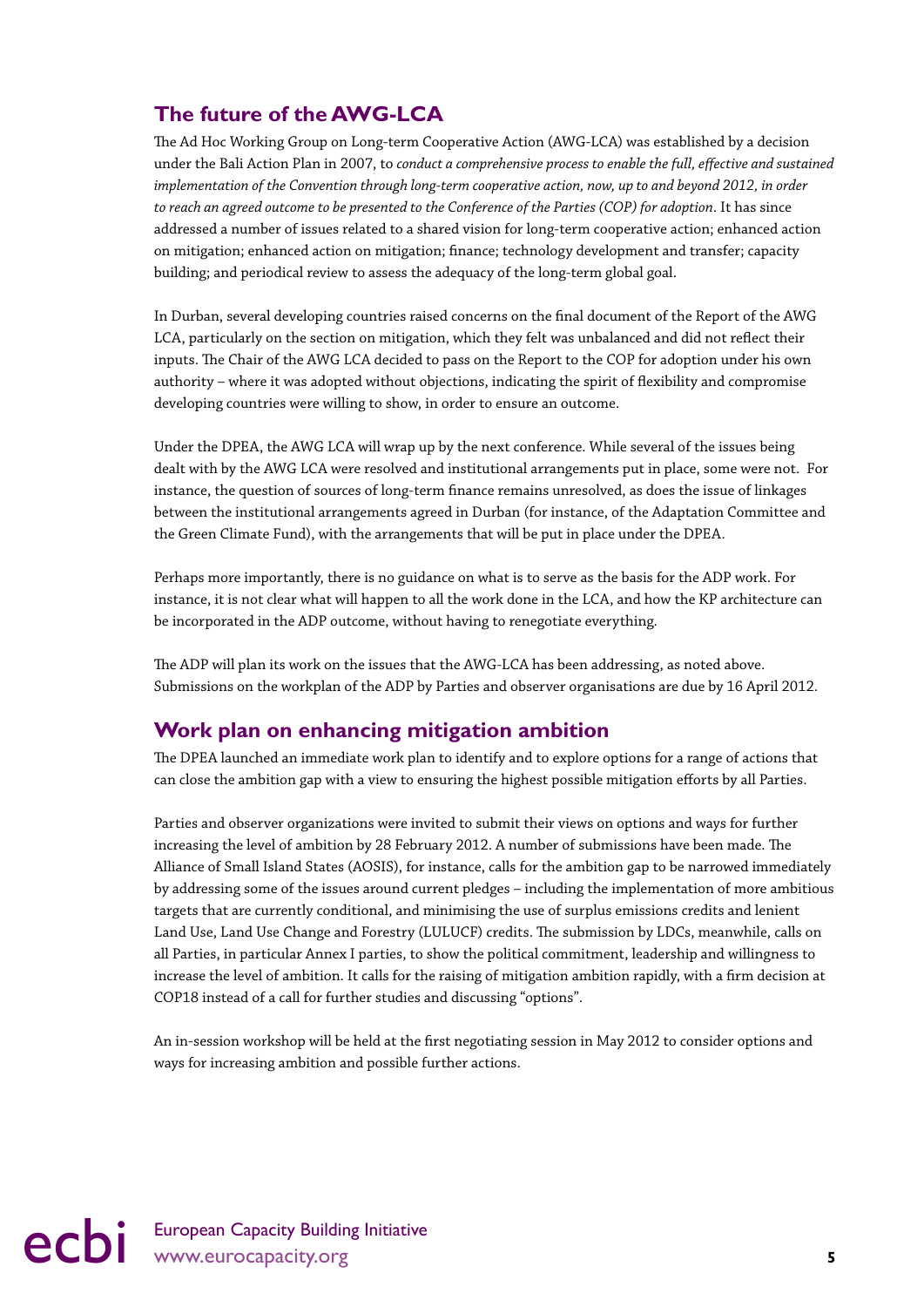## The future of the AWG-LCA

The Ad Hoc Working Group on Long-term Cooperative Action (AWG-LCA) was established by a decision under the Bali Action Plan in 2007, to *conduct a comprehensive process to enable the full, effective and sustained implementation of the Convention through long-term cooperative action, now, up to and beyond 2012, in order to reach an agreed outcome to be presented to the Conference of the Parties (COP) for adoption*. It has since addressed a number of issues related to a shared vision for long-term cooperative action; enhanced action on mitigation; enhanced action on mitigation; finance; technology development and transfer; capacity building; and periodical review to assess the adequacy of the long-term global goal.

In Durban, several developing countries raised concerns on the final document of the Report of the AWG LCA, particularly on the section on mitigation, which they felt was unbalanced and did not reflect their inputs. The Chair of the AWG LCA decided to pass on the Report to the COP for adoption under his own authority – where it was adopted without objections, indicating the spirit of flexibility and compromise developing countries were willing to show, in order to ensure an outcome.

Under the DPEA, the AWG LCA will wrap up by the next conference. While several of the issues being dealt with by the AWG LCA were resolved and institutional arrangements put in place, some were not. For instance, the question of sources of long-term finance remains unresolved, as does the issue of linkages between the institutional arrangements agreed in Durban (for instance, of the Adaptation Committee and the Green Climate Fund), with the arrangements that will be put in place under the DPEA.

Perhaps more importantly, there is no guidance on what is to serve as the basis for the ADP work. For instance, it is not clear what will happen to all the work done in the LCA, and how the KP architecture can be incorporated in the ADP outcome, without having to renegotiate everything.

The ADP will plan its work on the issues that the AWG-LCA has been addressing, as noted above. Submissions on the workplan of the ADP by Parties and observer organisations are due by 16 April 2012.

## Work plan on enhancing mitigation ambition

The DPEA launched an immediate work plan to identify and to explore options for a range of actions that can close the ambition gap with a view to ensuring the highest possible mitigation efforts by all Parties.

Parties and observer organizations were invited to submit their views on options and ways for further increasing the level of ambition by 28 February 2012. A number of submissions have been made. The Alliance of Small Island States (AOSIS), for instance, calls for the ambition gap to be narrowed immediately by addressing some of the issues around current pledges – including the implementation of more ambitious targets that are currently conditional, and minimising the use of surplus emissions credits and lenient Land Use, Land Use Change and Forestry (LULUCF) credits. The submission by LDCs, meanwhile, calls on all Parties, in particular Annex I parties, to show the political commitment, leadership and willingness to increase the level of ambition. It calls for the raising of mitigation ambition rapidly, with a firm decision at COP18 instead of a call for further studies and discussing "options".

An in-session workshop will be held at the first negotiating session in May 2012 to consider options and ways for increasing ambition and possible further actions.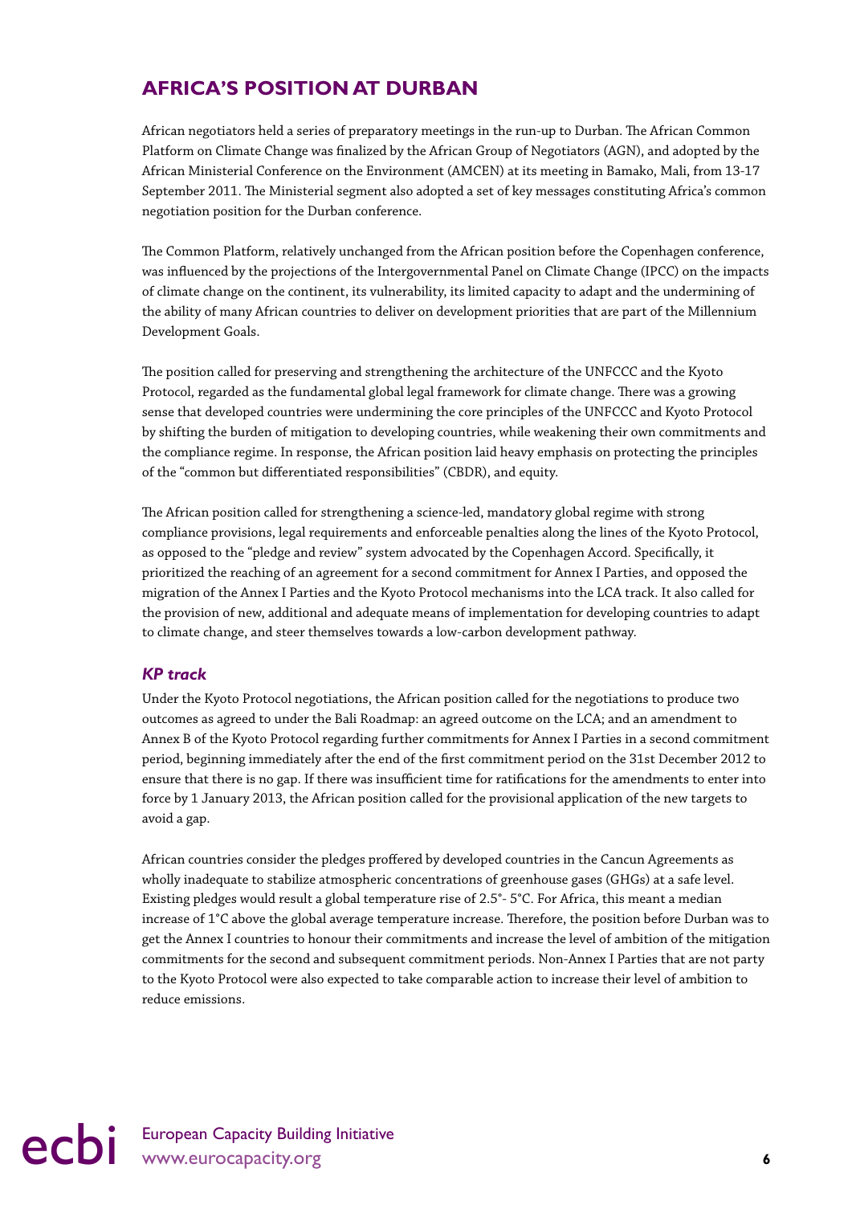## AFRICA'S POSITION AT DURBAN

African negotiators held a series of preparatory meetings in the run-up to Durban. The African Common Platform on Climate Change was finalized by the African Group of Negotiators (AGN), and adopted by the African Ministerial Conference on the Environment (AMCEN) at its meeting in Bamako, Mali, from 13-17 September 2011. The Ministerial segment also adopted a set of key messages constituting Africa's common negotiation position for the Durban conference.

The Common Platform, relatively unchanged from the African position before the Copenhagen conference, was influenced by the projections of the Intergovernmental Panel on Climate Change (IPCC) on the impacts of climate change on the continent, its vulnerability, its limited capacity to adapt and the undermining of the ability of many African countries to deliver on development priorities that are part of the Millennium Development Goals.

The position called for preserving and strengthening the architecture of the UNFCCC and the Kyoto Protocol, regarded as the fundamental global legal framework for climate change. There was a growing sense that developed countries were undermining the core principles of the UNFCCC and Kyoto Protocol by shifting the burden of mitigation to developing countries, while weakening their own commitments and the compliance regime. In response, the African position laid heavy emphasis on protecting the principles of the "common but differentiated responsibilities" (CBDR), and equity.

The African position called for strengthening a science-led, mandatory global regime with strong compliance provisions, legal requirements and enforceable penalties along the lines of the Kyoto Protocol, as opposed to the "pledge and review" system advocated by the Copenhagen Accord. Specifically, it prioritized the reaching of an agreement for a second commitment for Annex I Parties, and opposed the migration of the Annex I Parties and the Kyoto Protocol mechanisms into the LCA track. It also called for the provision of new, additional and adequate means of implementation for developing countries to adapt to climate change, and steer themselves towards a low-carbon development pathway.

### *KP track*

Under the Kyoto Protocol negotiations, the African position called for the negotiations to produce two outcomes as agreed to under the Bali Roadmap: an agreed outcome on the LCA; and an amendment to Annex B of the Kyoto Protocol regarding further commitments for Annex I Parties in a second commitment period, beginning immediately after the end of the first commitment period on the 31st December 2012 to ensure that there is no gap. If there was insufficient time for ratifications for the amendments to enter into force by 1 January 2013, the African position called for the provisional application of the new targets to avoid a gap.

African countries consider the pledges proffered by developed countries in the Cancun Agreements as wholly inadequate to stabilize atmospheric concentrations of greenhouse gases (GHGs) at a safe level. Existing pledges would result a global temperature rise of 2.5°- 5°C. For Africa, this meant a median increase of 1°C above the global average temperature increase. Therefore, the position before Durban was to get the Annex I countries to honour their commitments and increase the level of ambition of the mitigation commitments for the second and subsequent commitment periods. Non-Annex I Parties that are not party to the Kyoto Protocol were also expected to take comparable action to increase their level of ambition to reduce emissions.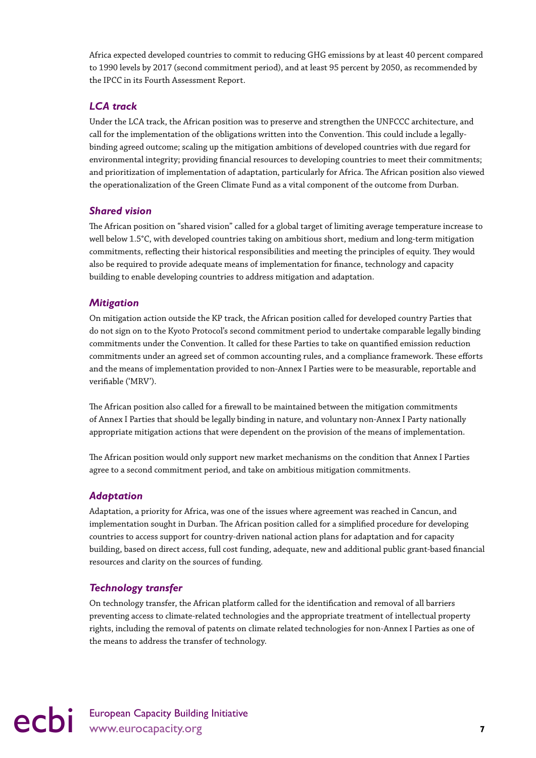Africa expected developed countries to commit to reducing GHG emissions by at least 40 percent compared to 1990 levels by 2017 (second commitment period), and at least 95 percent by 2050, as recommended by the IPCC in its Fourth Assessment Report.

### *LCA track*

Under the LCA track, the African position was to preserve and strengthen the UNFCCC architecture, and call for the implementation of the obligations written into the Convention. This could include a legally-binding agreed outcome; scaling up the mitigation ambitions of developed countries with due regard for environmental integrity; providing financial resources to developing countries to meet their commitments; and prioritization of implementation of adaptation, particularly for Africa. The African position also viewed the operationalization of the Green Climate Fund as a vital component of the outcome from Durban.

### *Shared vision*

The African position on "shared vision" called for a global target of limiting average temperature increase to well below 1.5°C, with developed countries taking on ambitious short, medium and long-term mitigation commitments, reflecting their historical responsibilities and meeting the principles of equity. They would also be required to provide adequate means of implementation for finance, technology and capacity building to enable developing countries to address mitigation and adaptation.

### *Mitigation*

On mitigation action outside the KP track, the African position called for developed country Parties that do not sign on to the Kyoto Protocol's second commitment period to undertake comparable legally binding commitments under the Convention. It called for these Parties to take on quantified emission reduction commitments under an agreed set of common accounting rules, and a compliance framework. These efforts and the means of implementation provided to non-Annex I Parties were to be measurable, reportable and verifiable ('MRV').

The African position also called for a firewall to be maintained between the mitigation commitments of Annex I Parties that should be legally binding in nature, and voluntary non-Annex I Party nationally appropriate mitigation actions that were dependent on the provision of the means of implementation.

The African position would only support new market mechanisms on the condition that Annex I Parties agree to a second commitment period, and take on ambitious mitigation commitments.

### *Adaptation*

Adaptation, a priority for Africa, was one of the issues where agreement was reached in Cancun, and implementation sought in Durban. The African position called for a simplified procedure for developing countries to access support for country-driven national action plans for adaptation and for capacity building, based on direct access, full cost funding, adequate, new and additional public grant-based financial resources and clarity on the sources of funding.

### *Technology transfer*

On technology transfer, the African platform called for the identification and removal of all barriers preventing access to climate-related technologies and the appropriate treatment of intellectual property rights, including the removal of patents on climate related technologies for non-Annex I Parties as one of the means to address the transfer of technology.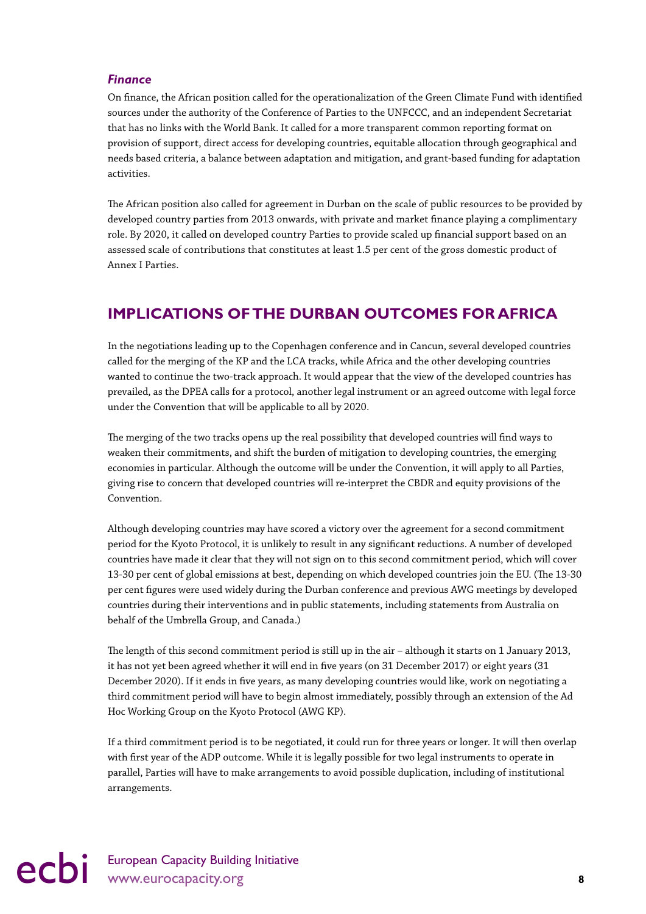### *Finance*

On finance, the African position called for the operationalization of the Green Climate Fund with identified sources under the authority of the Conference of Parties to the UNFCCC, and an independent Secretariat that has no links with the World Bank. It called for a more transparent common reporting format on provision of support, direct access for developing countries, equitable allocation through geographical and needs based criteria, a balance between adaptation and mitigation, and grant-based funding for adaptation activities.

The African position also called for agreement in Durban on the scale of public resources to be provided by developed country parties from 2013 onwards, with private and market finance playing a complimentary role. By 2020, it called on developed country Parties to provide scaled up financial support based on an assessed scale of contributions that constitutes at least 1.5 per cent of the gross domestic product of Annex I Parties.

## IMPLICATIONS OF THE DURBAN OUTCOMES FOR AFRICA

In the negotiations leading up to the Copenhagen conference and in Cancun, several developed countries called for the merging of the KP and the LCA tracks, while Africa and the other developing countries wanted to continue the two-track approach. It would appear that the view of the developed countries has prevailed, as the DPEA calls for a protocol, another legal instrument or an agreed outcome with legal force under the Convention that will be applicable to all by 2020.

The merging of the two tracks opens up the real possibility that developed countries will find ways to weaken their commitments, and shift the burden of mitigation to developing countries, the emerging economies in particular. Although the outcome will be under the Convention, it will apply to all Parties, giving rise to concern that developed countries will re-interpret the CBDR and equity provisions of the Convention.

Although developing countries may have scored a victory over the agreement for a second commitment period for the Kyoto Protocol, it is unlikely to result in any significant reductions. A number of developed countries have made it clear that they will not sign on to this second commitment period, which will cover 13-30 per cent of global emissions at best, depending on which developed countries join the EU. (The 13-30 per cent figures were used widely during the Durban conference and previous AWG meetings by developed countries during their interventions and in public statements, including statements from Australia on behalf of the Umbrella Group, and Canada.)

The length of this second commitment period is still up in the air – although it starts on 1 January 2013, it has not yet been agreed whether it will end in five years (on 31 December 2017) or eight years (31 December 2020). If it ends in five years, as many developing countries would like, work on negotiating a third commitment period will have to begin almost immediately, possibly through an extension of the Ad Hoc Working Group on the Kyoto Protocol (AWG KP).

If a third commitment period is to be negotiated, it could run for three years or longer. It will then overlap with first year of the ADP outcome. While it is legally possible for two legal instruments to operate in parallel, Parties will have to make arrangements to avoid possible duplication, including of institutional arrangements.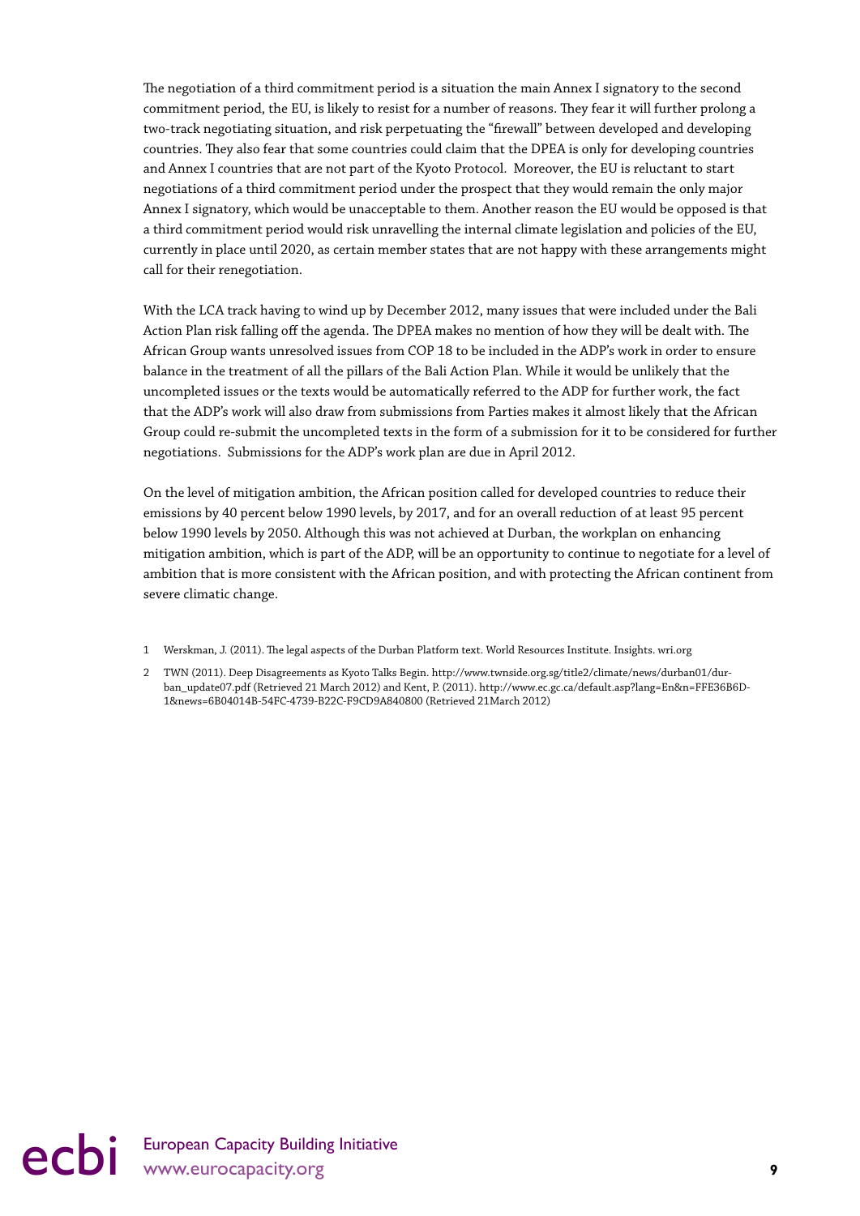The negotiation of a third commitment period is a situation the main Annex I signatory to the second commitment period, the EU, is likely to resist for a number of reasons. They fear it will further prolong a two-track negotiating situation, and risk perpetuating the "firewall" between developed and developing countries. They also fear that some countries could claim that the DPEA is only for developing countries and Annex I countries that are not part of the Kyoto Protocol. Moreover, the EU is reluctant to start negotiations of a third commitment period under the prospect that they would remain the only major Annex I signatory, which would be unacceptable to them. Another reason the EU would be opposed is that a third commitment period would risk unravelling the internal climate legislation and policies of the EU, currently in place until 2020, as certain member states that are not happy with these arrangements might call for their renegotiation.

With the LCA track having to wind up by December 2012, many issues that were included under the Bali Action Plan risk falling off the agenda. The DPEA makes no mention of how they will be dealt with. The African Group wants unresolved issues from COP 18 to be included in the ADP's work in order to ensure balance in the treatment of all the pillars of the Bali Action Plan. While it would be unlikely that the uncompleted issues or the texts would be automatically referred to the ADP for further work, the fact that the ADP's work will also draw from submissions from Parties makes it almost likely that the African Group could re-submit the uncompleted texts in the form of a submission for it to be considered for further negotiations. Submissions for the ADP's work plan are due in April 2012.

On the level of mitigation ambition, the African position called for developed countries to reduce their emissions by 40 percent below 1990 levels, by 2017, and for an overall reduction of at least 95 percent below 1990 levels by 2050. Although this was not achieved at Durban, the workplan on enhancing mitigation ambition, which is part of the ADP, will be an opportunity to continue to negotiate for a level of ambition that is more consistent with the African position, and with protecting the African continent from severe climatic change.

1 Werksman, J. (2011). The legal aspects of the Durban Platform text. World Resources Institute. Insights. wri.org

2 TWN (2011). Deep Disagreements as Kyoto Talks Begin. http://www.twnside.org.sg/title2/climate/news/durban01/durban_update07.pdf (Retrieved 21 March 2012) and Kent, P. (2011). http://www.ec.gc.ca/default.asp?lang=En&n=FFE36B6D-1&news=6B04014B-54FC-4739-B22C-F9CD9A840800 (Retrieved 21March 2012)

European Capacity Building Initiative
www.eurocapacity.org